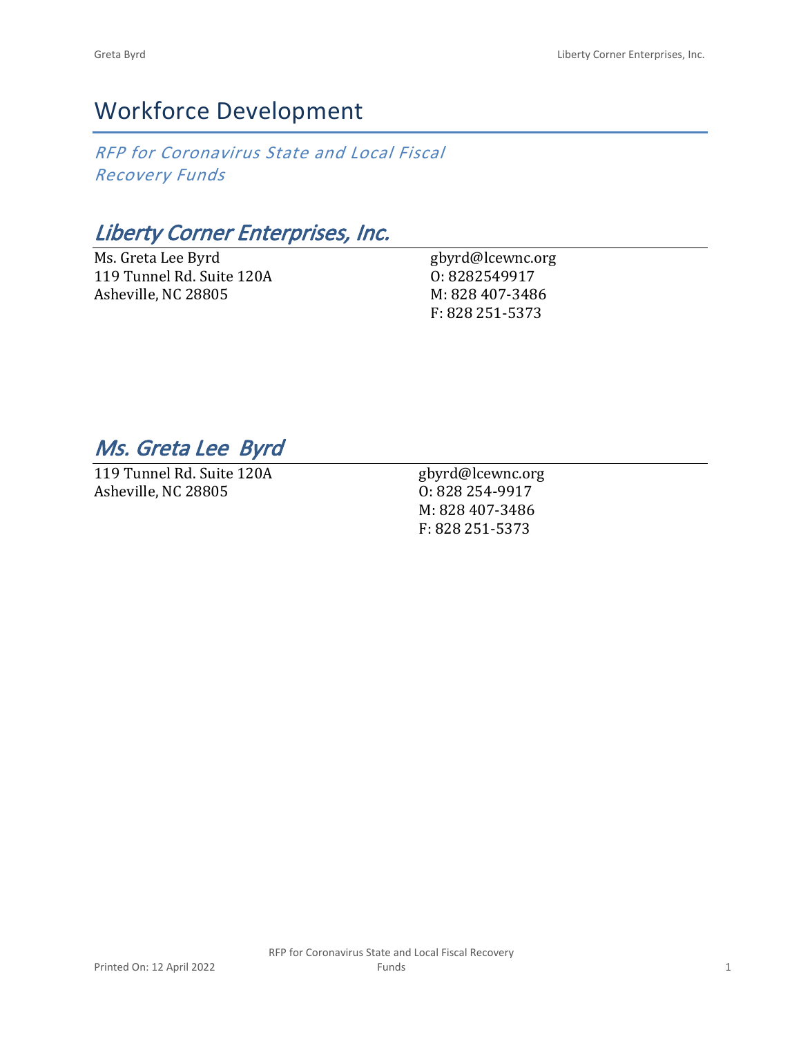# Workforce Development

*RFP for Coronavirus State and Local Fiscal Recovery Funds*

## *Liberty Corner Enterprises, Inc.*

Ms. Greta Lee Byrd
119 Tunnel Rd. Suite 120A
Asheville, NC 28805

gbyrd@lcewnc.org
O: 8282549917
M: 828 407-3486
F: 828 251-5373

## *Ms. Greta Lee  Byrd*

119 Tunnel Rd. Suite 120A
Asheville, NC 28805

gbyrd@lcewnc.org
O: 828 254-9917
M: 828 407-3486
F: 828 251-5373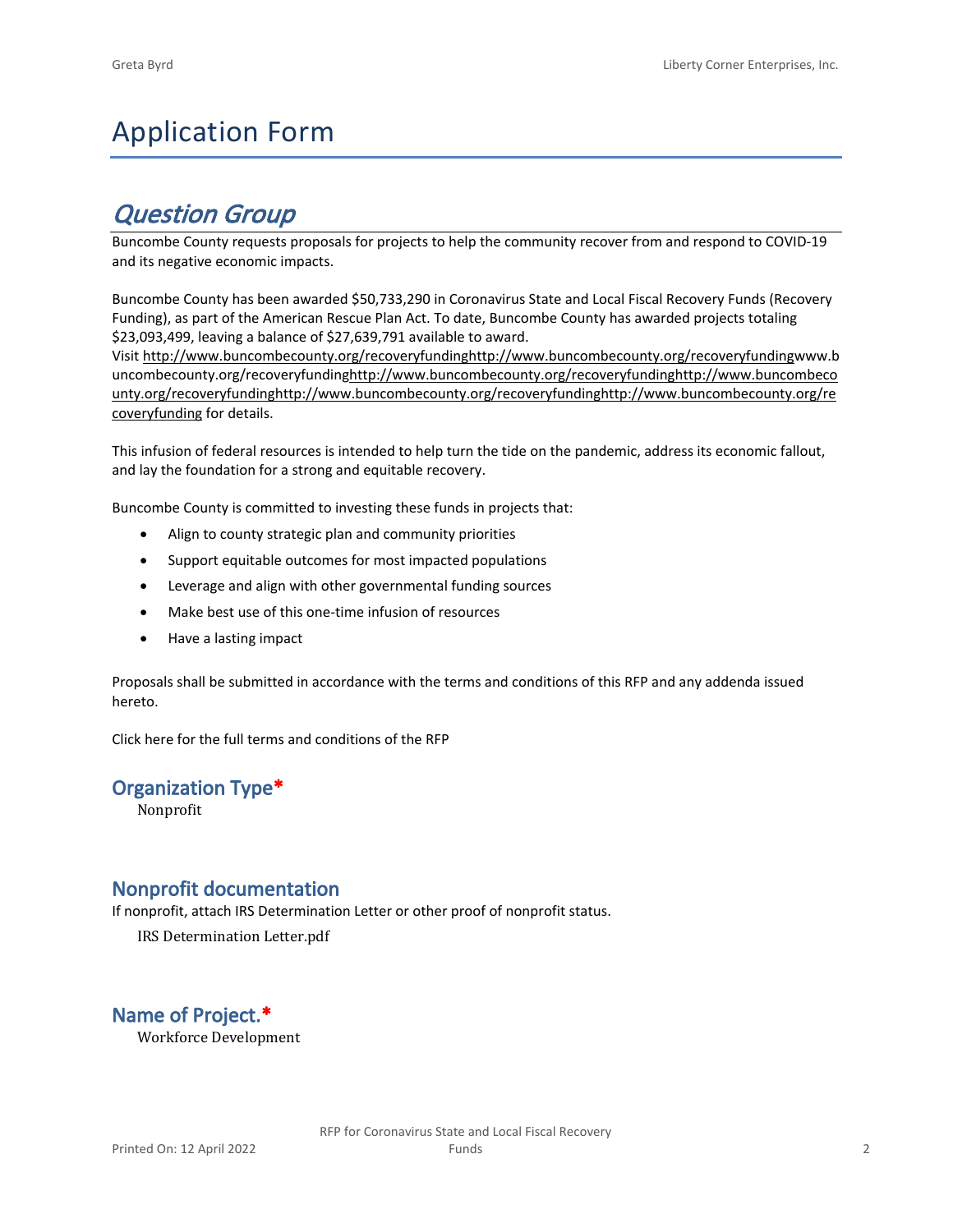# Application Form

## *Question Group*

Buncombe County requests proposals for projects to help the community recover from and respond to COVID-19 and its negative economic impacts.

Buncombe County has been awarded $50,733,290 in Coronavirus State and Local Fiscal Recovery Funds (Recovery Funding), as part of the American Rescue Plan Act. To date, Buncombe County has awarded projects totaling $23,093,499, leaving a balance of $27,639,791 available to award.
Visit http://www.buncombecounty.org/recoveryfundinghttp://www.buncombecounty.org/recoveryfundingwww.buncombecounty.org/recoveryfundinghttp://www.buncombecounty.org/recoveryfundinghttp://www.buncombecounty.org/recoveryfundinghttp://www.buncombecounty.org/recoveryfundinghttp://www.buncombecounty.org/recoveryfunding for details.

This infusion of federal resources is intended to help turn the tide on the pandemic, address its economic fallout, and lay the foundation for a strong and equitable recovery.

Buncombe County is committed to investing these funds in projects that:

- Align to county strategic plan and community priorities
- Support equitable outcomes for most impacted populations
- Leverage and align with other governmental funding sources
- Make best use of this one-time infusion of resources
- Have a lasting impact

Proposals shall be submitted in accordance with the terms and conditions of this RFP and any addenda issued hereto.

Click here for the full terms and conditions of the RFP

### Organization Type*

Nonprofit

### Nonprofit documentation

If nonprofit, attach IRS Determination Letter or other proof of nonprofit status.

IRS Determination Letter.pdf

### Name of Project.*

Workforce Development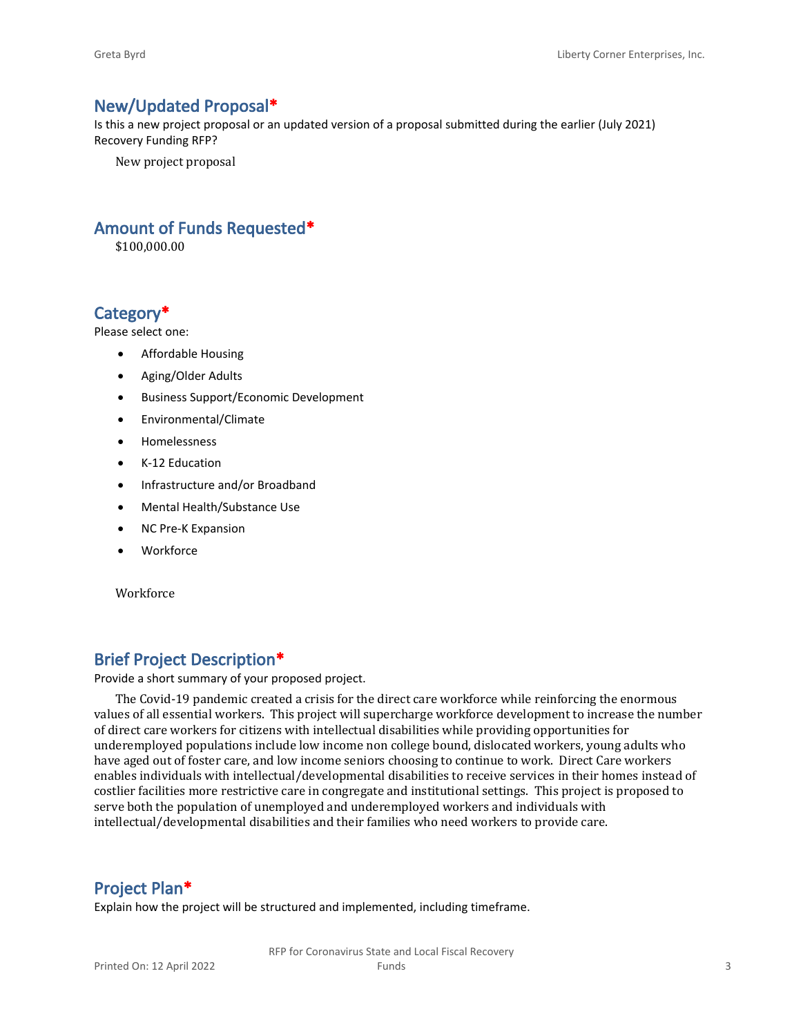## New/Updated Proposal*

Is this a new project proposal or an updated version of a proposal submitted during the earlier (July 2021) Recovery Funding RFP?

New project proposal

## Amount of Funds Requested*

$100,000.00

## Category*

Please select one:

- Affordable Housing
- Aging/Older Adults
- Business Support/Economic Development
- Environmental/Climate
- Homelessness
- K-12 Education
- Infrastructure and/or Broadband
- Mental Health/Substance Use
- NC Pre-K Expansion
- Workforce

Workforce

## Brief Project Description*

Provide a short summary of your proposed project.

The Covid-19 pandemic created a crisis for the direct care workforce while reinforcing the enormous values of all essential workers. This project will supercharge workforce development to increase the number of direct care workers for citizens with intellectual disabilities while providing opportunities for underemployed populations include low income non college bound, dislocated workers, young adults who have aged out of foster care, and low income seniors choosing to continue to work. Direct Care workers enables individuals with intellectual/developmental disabilities to receive services in their homes instead of costlier facilities more restrictive care in congregate and institutional settings. This project is proposed to serve both the population of unemployed and underemployed workers and individuals with intellectual/developmental disabilities and their families who need workers to provide care.

## Project Plan*

Explain how the project will be structured and implemented, including timeframe.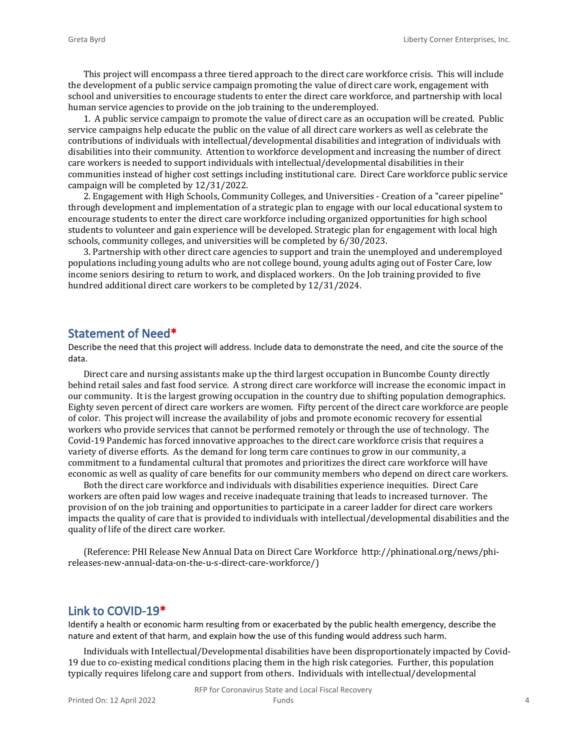This project will encompass a three tiered approach to the direct care workforce crisis. This will include the development of a public service campaign promoting the value of direct care work, engagement with school and universities to encourage students to enter the direct care workforce, and partnership with local human service agencies to provide on the job training to the underemployed.

1. A public service campaign to promote the value of direct care as an occupation will be created. Public service campaigns help educate the public on the value of all direct care workers as well as celebrate the contributions of individuals with intellectual/developmental disabilities and integration of individuals with disabilities into their community. Attention to workforce development and increasing the number of direct care workers is needed to support individuals with intellectual/developmental disabilities in their communities instead of higher cost settings including institutional care. Direct Care workforce public service campaign will be completed by 12/31/2022.

2. Engagement with High Schools, Community Colleges, and Universities - Creation of a "career pipeline" through development and implementation of a strategic plan to engage with our local educational system to encourage students to enter the direct care workforce including organized opportunities for high school students to volunteer and gain experience will be developed. Strategic plan for engagement with local high schools, community colleges, and universities will be completed by 6/30/2023.

3. Partnership with other direct care agencies to support and train the unemployed and underemployed populations including young adults who are not college bound, young adults aging out of Foster Care, low income seniors desiring to return to work, and displaced workers. On the Job training provided to five hundred additional direct care workers to be completed by 12/31/2024.

## Statement of Need*

Describe the need that this project will address. Include data to demonstrate the need, and cite the source of the data.

Direct care and nursing assistants make up the third largest occupation in Buncombe County directly behind retail sales and fast food service. A strong direct care workforce will increase the economic impact in our community. It is the largest growing occupation in the country due to shifting population demographics. Eighty seven percent of direct care workers are women. Fifty percent of the direct care workforce are people of color. This project will increase the availability of jobs and promote economic recovery for essential workers who provide services that cannot be performed remotely or through the use of technology. The Covid-19 Pandemic has forced innovative approaches to the direct care workforce crisis that requires a variety of diverse efforts. As the demand for long term care continues to grow in our community, a commitment to a fundamental cultural that promotes and prioritizes the direct care workforce will have economic as well as quality of care benefits for our community members who depend on direct care workers.

Both the direct care workforce and individuals with disabilities experience inequities. Direct Care workers are often paid low wages and receive inadequate training that leads to increased turnover. The provision of on the job training and opportunities to participate in a career ladder for direct care workers impacts the quality of care that is provided to individuals with intellectual/developmental disabilities and the quality of life of the direct care worker.

(Reference: PHI Release New Annual Data on Direct Care Workforce http://phinational.org/news/phi-releases-new-annual-data-on-the-u-s-direct-care-workforce/)

## Link to COVID-19*

Identify a health or economic harm resulting from or exacerbated by the public health emergency, describe the nature and extent of that harm, and explain how the use of this funding would address such harm.

Individuals with Intellectual/Developmental disabilities have been disproportionately impacted by Covid-19 due to co-existing medical conditions placing them in the high risk categories. Further, this population typically requires lifelong care and support from others. Individuals with intellectual/developmental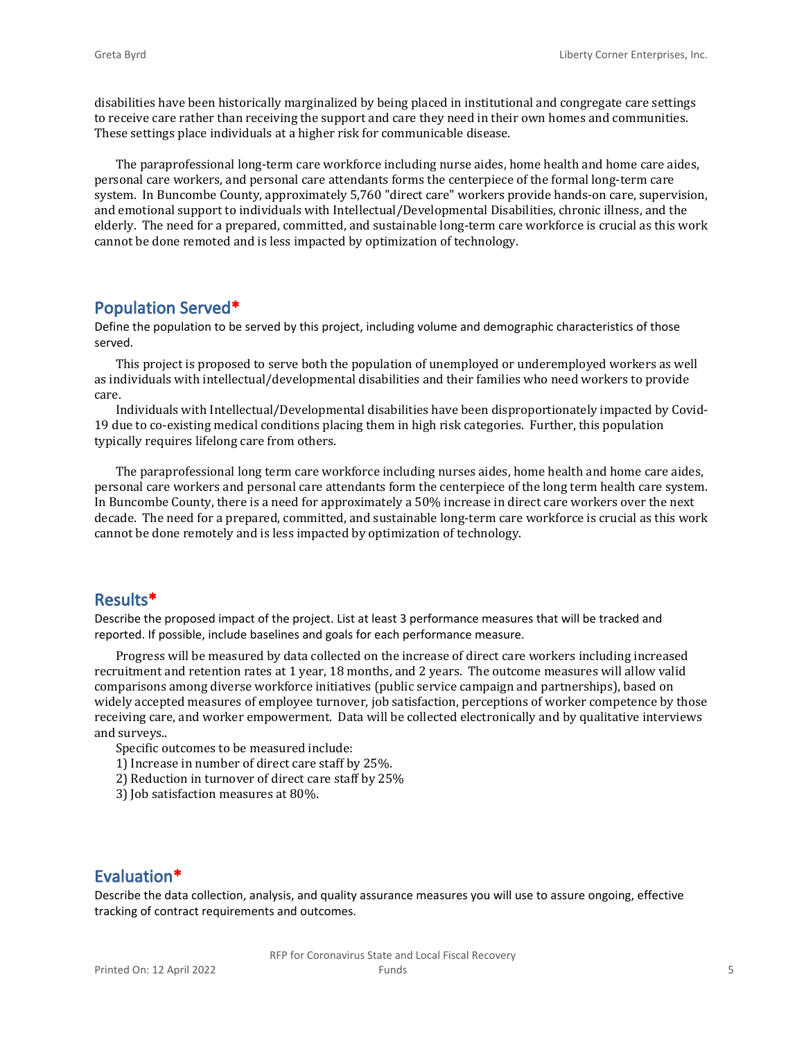disabilities have been historically marginalized by being placed in institutional and congregate care settings to receive care rather than receiving the support and care they need in their own homes and communities. These settings place individuals at a higher risk for communicable disease.

The paraprofessional long-term care workforce including nurse aides, home health and home care aides, personal care workers, and personal care attendants forms the centerpiece of the formal long-term care system. In Buncombe County, approximately 5,760 "direct care" workers provide hands-on care, supervision, and emotional support to individuals with Intellectual/Developmental Disabilities, chronic illness, and the elderly. The need for a prepared, committed, and sustainable long-term care workforce is crucial as this work cannot be done remoted and is less impacted by optimization of technology.

## Population Served*

Define the population to be served by this project, including volume and demographic characteristics of those served.

This project is proposed to serve both the population of unemployed or underemployed workers as well as individuals with intellectual/developmental disabilities and their families who need workers to provide care.

Individuals with Intellectual/Developmental disabilities have been disproportionately impacted by Covid-19 due to co-existing medical conditions placing them in high risk categories. Further, this population typically requires lifelong care from others.

The paraprofessional long term care workforce including nurses aides, home health and home care aides, personal care workers and personal care attendants form the centerpiece of the long term health care system. In Buncombe County, there is a need for approximately a 50% increase in direct care workers over the next decade. The need for a prepared, committed, and sustainable long-term care workforce is crucial as this work cannot be done remotely and is less impacted by optimization of technology.

## Results*

Describe the proposed impact of the project. List at least 3 performance measures that will be tracked and reported. If possible, include baselines and goals for each performance measure.

Progress will be measured by data collected on the increase of direct care workers including increased recruitment and retention rates at 1 year, 18 months, and 2 years. The outcome measures will allow valid comparisons among diverse workforce initiatives (public service campaign and partnerships), based on widely accepted measures of employee turnover, job satisfaction, perceptions of worker competence by those receiving care, and worker empowerment. Data will be collected electronically and by qualitative interviews and surveys..

Specific outcomes to be measured include:
1) Increase in number of direct care staff by 25%.
2) Reduction in turnover of direct care staff by 25%
3) Job satisfaction measures at 80%.

## Evaluation*

Describe the data collection, analysis, and quality assurance measures you will use to assure ongoing, effective tracking of contract requirements and outcomes.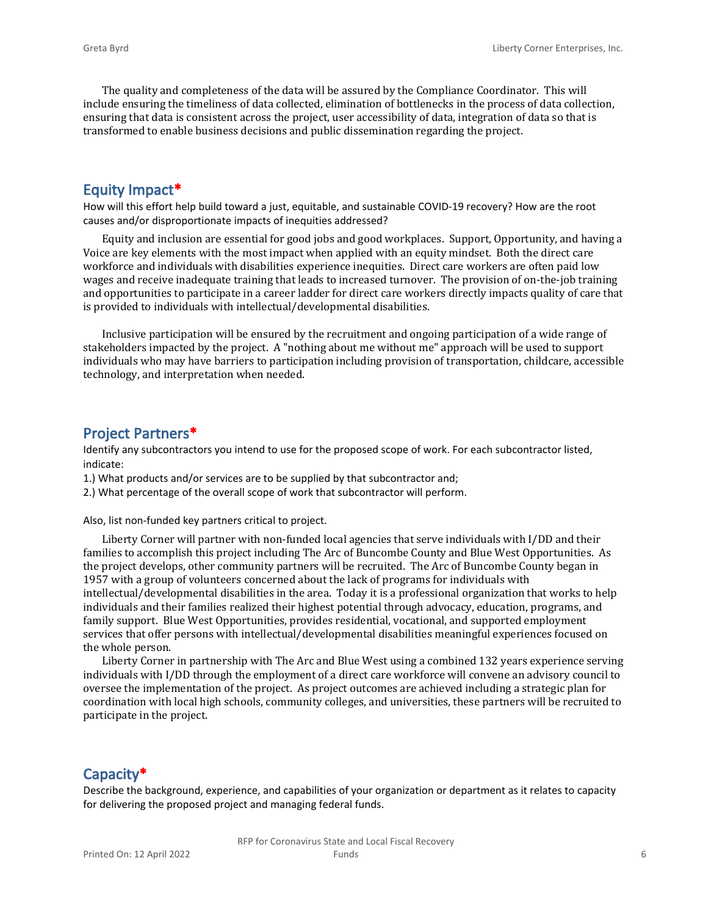The quality and completeness of the data will be assured by the Compliance Coordinator. This will include ensuring the timeliness of data collected, elimination of bottlenecks in the process of data collection, ensuring that data is consistent across the project, user accessibility of data, integration of data so that is transformed to enable business decisions and public dissemination regarding the project.

## Equity Impact*

How will this effort help build toward a just, equitable, and sustainable COVID-19 recovery? How are the root causes and/or disproportionate impacts of inequities addressed?

Equity and inclusion are essential for good jobs and good workplaces. Support, Opportunity, and having a Voice are key elements with the most impact when applied with an equity mindset. Both the direct care workforce and individuals with disabilities experience inequities. Direct care workers are often paid low wages and receive inadequate training that leads to increased turnover. The provision of on-the-job training and opportunities to participate in a career ladder for direct care workers directly impacts quality of care that is provided to individuals with intellectual/developmental disabilities.

Inclusive participation will be ensured by the recruitment and ongoing participation of a wide range of stakeholders impacted by the project. A "nothing about me without me" approach will be used to support individuals who may have barriers to participation including provision of transportation, childcare, accessible technology, and interpretation when needed.

## Project Partners*

Identify any subcontractors you intend to use for the proposed scope of work. For each subcontractor listed, indicate:

1.) What products and/or services are to be supplied by that subcontractor and;

2.) What percentage of the overall scope of work that subcontractor will perform.

Also, list non-funded key partners critical to project.

Liberty Corner will partner with non-funded local agencies that serve individuals with I/DD and their families to accomplish this project including The Arc of Buncombe County and Blue West Opportunities. As the project develops, other community partners will be recruited. The Arc of Buncombe County began in 1957 with a group of volunteers concerned about the lack of programs for individuals with intellectual/developmental disabilities in the area. Today it is a professional organization that works to help individuals and their families realized their highest potential through advocacy, education, programs, and family support. Blue West Opportunities, provides residential, vocational, and supported employment services that offer persons with intellectual/developmental disabilities meaningful experiences focused on the whole person.

Liberty Corner in partnership with The Arc and Blue West using a combined 132 years experience serving individuals with I/DD through the employment of a direct care workforce will convene an advisory council to oversee the implementation of the project. As project outcomes are achieved including a strategic plan for coordination with local high schools, community colleges, and universities, these partners will be recruited to participate in the project.

## Capacity*

Describe the background, experience, and capabilities of your organization or department as it relates to capacity for delivering the proposed project and managing federal funds.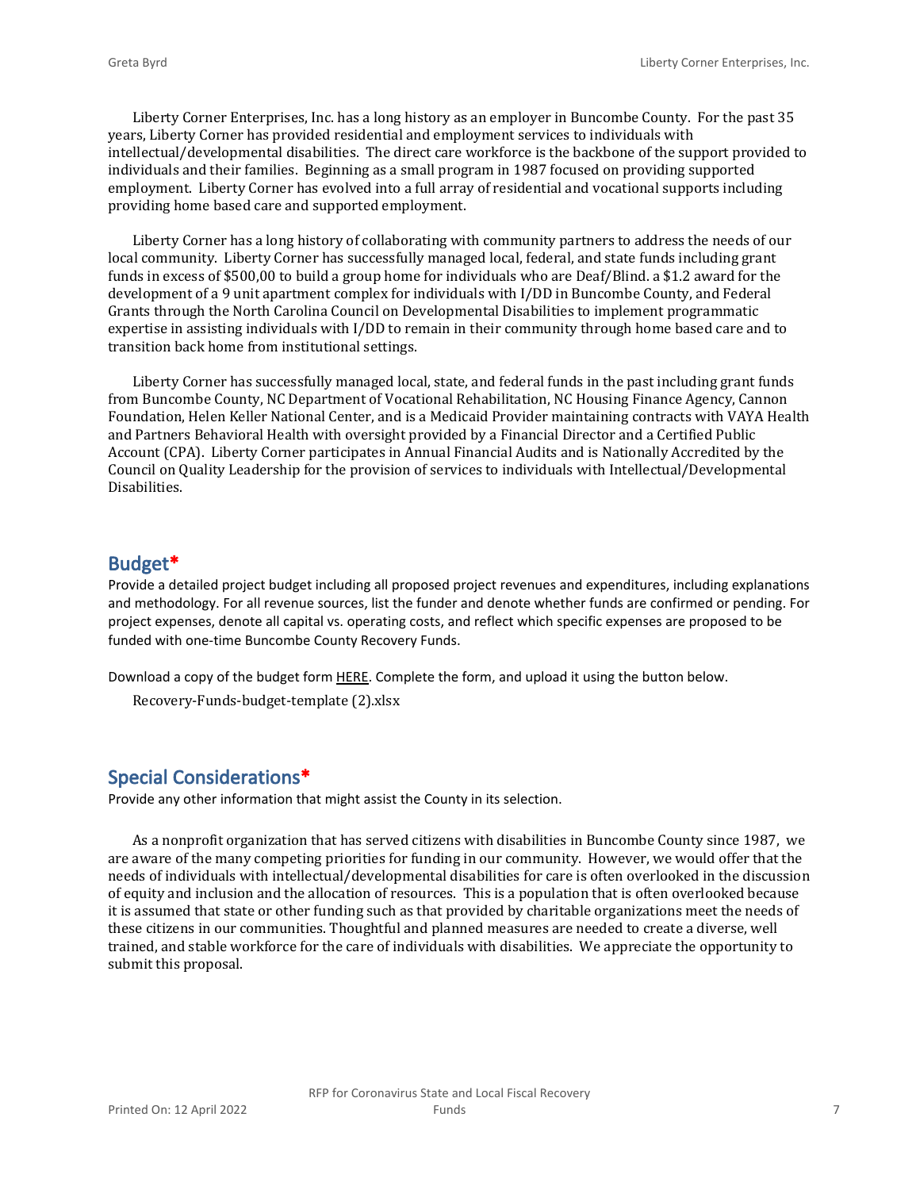Liberty Corner Enterprises, Inc. has a long history as an employer in Buncombe County. For the past 35 years, Liberty Corner has provided residential and employment services to individuals with intellectual/developmental disabilities. The direct care workforce is the backbone of the support provided to individuals and their families. Beginning as a small program in 1987 focused on providing supported employment. Liberty Corner has evolved into a full array of residential and vocational supports including providing home based care and supported employment.

Liberty Corner has a long history of collaborating with community partners to address the needs of our local community. Liberty Corner has successfully managed local, federal, and state funds including grant funds in excess of $500,00 to build a group home for individuals who are Deaf/Blind. a $1.2 award for the development of a 9 unit apartment complex for individuals with I/DD in Buncombe County, and Federal Grants through the North Carolina Council on Developmental Disabilities to implement programmatic expertise in assisting individuals with I/DD to remain in their community through home based care and to transition back home from institutional settings.

Liberty Corner has successfully managed local, state, and federal funds in the past including grant funds from Buncombe County, NC Department of Vocational Rehabilitation, NC Housing Finance Agency, Cannon Foundation, Helen Keller National Center, and is a Medicaid Provider maintaining contracts with VAYA Health and Partners Behavioral Health with oversight provided by a Financial Director and a Certified Public Account (CPA). Liberty Corner participates in Annual Financial Audits and is Nationally Accredited by the Council on Quality Leadership for the provision of services to individuals with Intellectual/Developmental Disabilities.

## Budget*

Provide a detailed project budget including all proposed project revenues and expenditures, including explanations and methodology. For all revenue sources, list the funder and denote whether funds are confirmed or pending. For project expenses, denote all capital vs. operating costs, and reflect which specific expenses are proposed to be funded with one-time Buncombe County Recovery Funds.

Download a copy of the budget form HERE. Complete the form, and upload it using the button below.

Recovery-Funds-budget-template (2).xlsx

## Special Considerations*

Provide any other information that might assist the County in its selection.

As a nonprofit organization that has served citizens with disabilities in Buncombe County since 1987, we are aware of the many competing priorities for funding in our community. However, we would offer that the needs of individuals with intellectual/developmental disabilities for care is often overlooked in the discussion of equity and inclusion and the allocation of resources. This is a population that is often overlooked because it is assumed that state or other funding such as that provided by charitable organizations meet the needs of these citizens in our communities. Thoughtful and planned measures are needed to create a diverse, well trained, and stable workforce for the care of individuals with disabilities. We appreciate the opportunity to submit this proposal.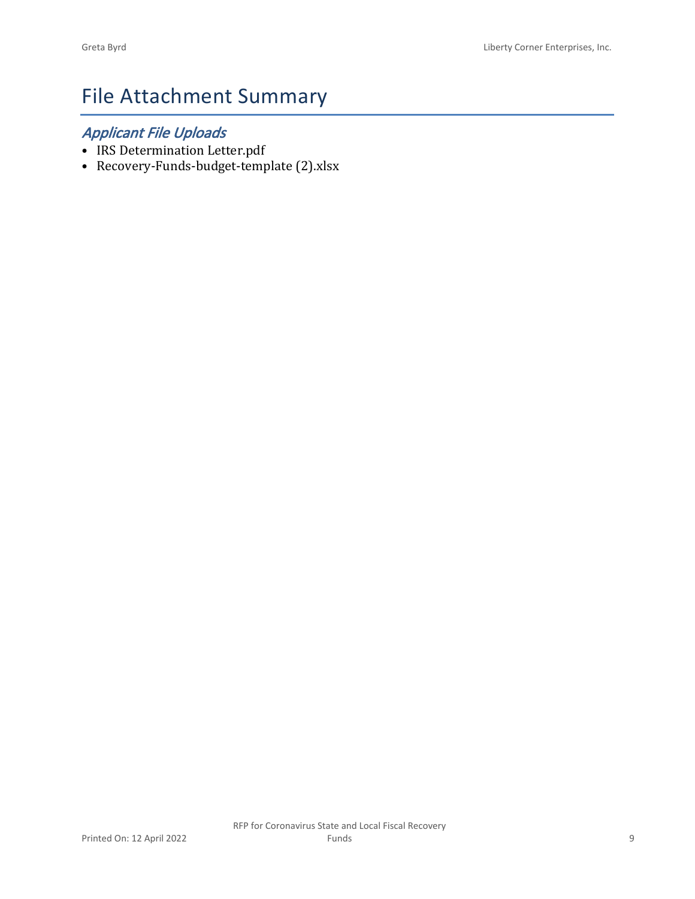# File Attachment Summary

## *Applicant File Uploads*

- IRS Determination Letter.pdf
- Recovery-Funds-budget-template (2).xlsx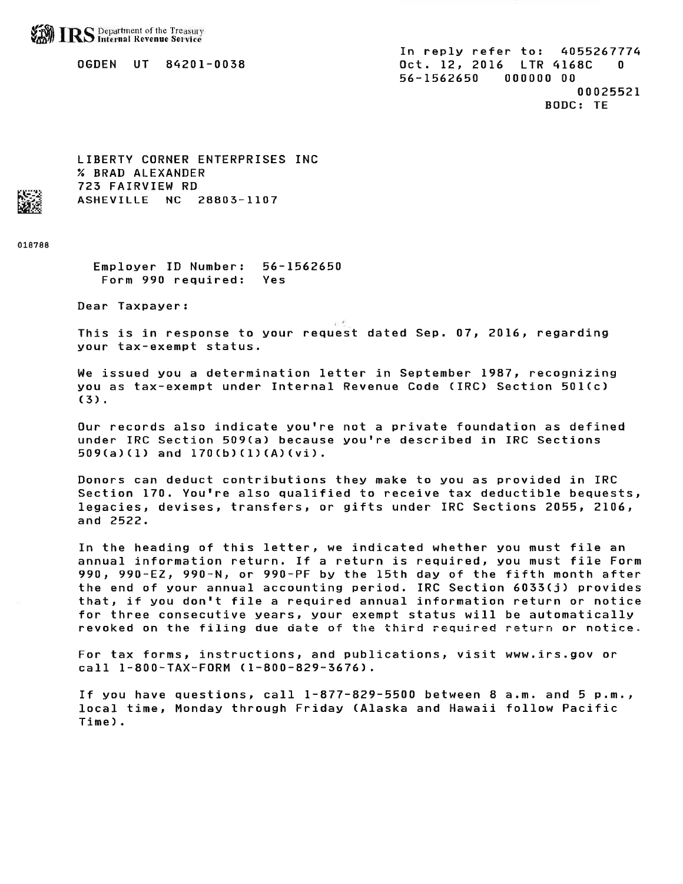**IRS** Department of the Treasury Internal Revenue Service

OGDEN UT 84201-0038

In reply refer to: 4055267774
Oct. 12, 2016 LTR 4168C 0
56-1562650 000000 00
00025521
BODC: TE

LIBERTY CORNER ENTERPRISES INC
% BRAD ALEXANDER
723 FAIRVIEW RD
ASHEVILLE NC 28803-1107

018788

Employer ID Number: 56-1562650
Form 990 required: Yes

Dear Taxpayer:

This is in response to your request dated Sep. 07, 2016, regarding your tax-exempt status.

We issued you a determination letter in September 1987, recognizing you as tax-exempt under Internal Revenue Code (IRC) Section 501(c)(3).

Our records also indicate you're not a private foundation as defined under IRC Section 509(a) because you're described in IRC Sections 509(a)(1) and 170(b)(1)(A)(vi).

Donors can deduct contributions they make to you as provided in IRC Section 170. You're also qualified to receive tax deductible bequests, legacies, devises, transfers, or gifts under IRC Sections 2055, 2106, and 2522.

In the heading of this letter, we indicated whether you must file an annual information return. If a return is required, you must file Form 990, 990-EZ, 990-N, or 990-PF by the 15th day of the fifth month after the end of your annual accounting period. IRC Section 6033(j) provides that, if you don't file a required annual information return or notice for three consecutive years, your exempt status will be automatically revoked on the filing due date of the third required return or notice.

For tax forms, instructions, and publications, visit www.irs.gov or call 1-800-TAX-FORM (1-800-829-3676).

If you have questions, call 1-877-829-5500 between 8 a.m. and 5 p.m., local time, Monday through Friday (Alaska and Hawaii follow Pacific Time).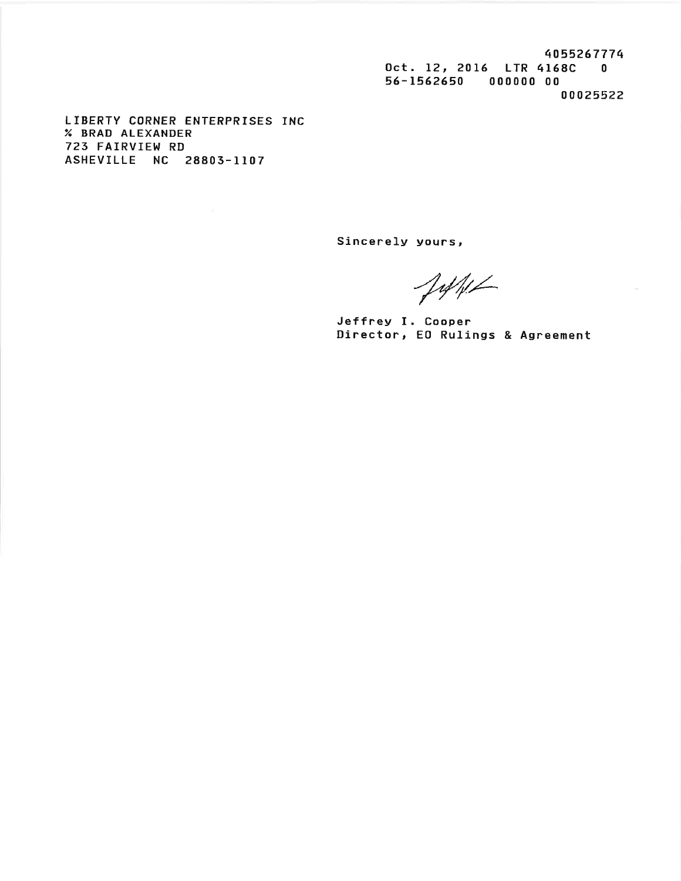4055267774
Oct. 12, 2016 LTR 4168C 0
56-1562650 000000 00
00025522

LIBERTY CORNER ENTERPRISES INC
% BRAD ALEXANDER
723 FAIRVIEW RD
ASHEVILLE NC 28803-1107

Sincerely yours,

Jeffrey I. Cooper
Director, EO Rulings & Agreement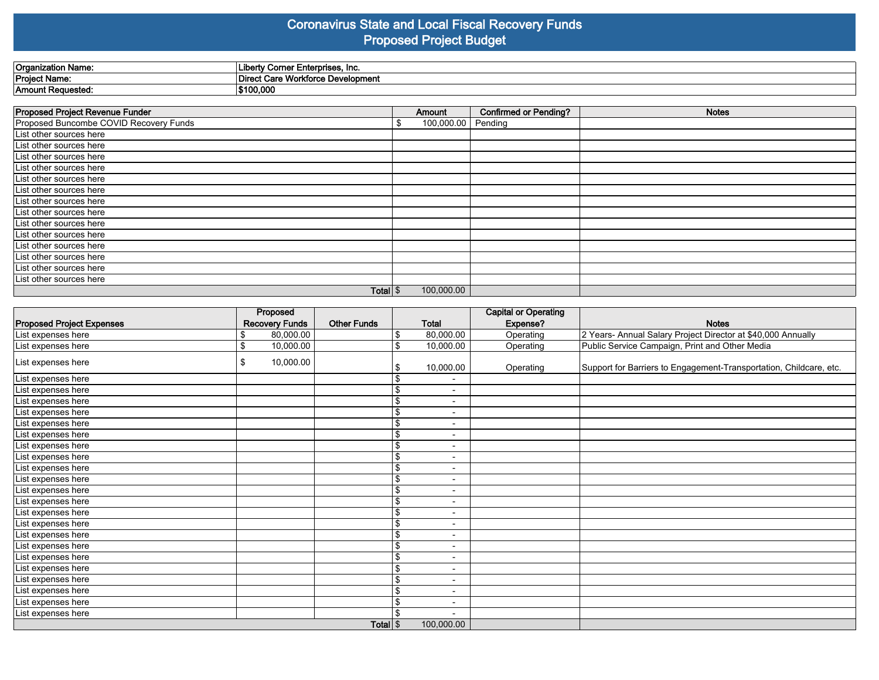# Coronavirus State and Local Fiscal Recovery Funds
## Proposed Project Budget

| | |
|---|---|
| **Organization Name:** | **Liberty Corner Enterprises, Inc.** |
| **Project Name:** | **Direct Care Workforce Development** |
| **Amount Requested:** | **$100,000** |

| Proposed Project Revenue Funder | Amount | Confirmed or Pending? | Notes |
|---|---|---|---|
| Proposed Buncombe COVID Recovery Funds | $ 100,000.00 | Pending | |
| List other sources here | | | |
| List other sources here | | | |
| List other sources here | | | |
| List other sources here | | | |
| List other sources here | | | |
| List other sources here | | | |
| List other sources here | | | |
| List other sources here | | | |
| List other sources here | | | |
| List other sources here | | | |
| List other sources here | | | |
| List other sources here | | | |
| List other sources here | | | |
| List other sources here | | | |
| Total | $ 100,000.00 | | |

| Proposed Project Expenses | Proposed Recovery Funds | Other Funds | Total | Capital or Operating Expense? | Notes |
|---|---|---|---|---|---|
| List expenses here | $ 80,000.00 | | $ 80,000.00 | Operating | 2 Years- Annual Salary Project Director at $40,000 Annually |
| List expenses here | $ 10,000.00 | | $ 10,000.00 | Operating | Public Service Campaign, Print and Other Media |
| List expenses here | $ 10,000.00 | | $ 10,000.00 | Operating | Support for Barriers to Engagement-Transportation, Childcare, etc. |
| List expenses here | | | $ - | | |
| List expenses here | | | $ - | | |
| List expenses here | | | $ - | | |
| List expenses here | | | $ - | | |
| List expenses here | | | $ - | | |
| List expenses here | | | $ - | | |
| List expenses here | | | $ - | | |
| List expenses here | | | $ - | | |
| List expenses here | | | $ - | | |
| List expenses here | | | $ - | | |
| List expenses here | | | $ - | | |
| List expenses here | | | $ - | | |
| List expenses here | | | $ - | | |
| List expenses here | | | $ - | | |
| List expenses here | | | $ - | | |
| List expenses here | | | $ - | | |
| List expenses here | | | $ - | | |
| List expenses here | | | $ - | | |
| List expenses here | | | $ - | | |
| List expenses here | | | $ - | | |
| List expenses here | | | $ - | | |
| List expenses here | | | $ - | | |
| Total | | | $ 100,000.00 | | |